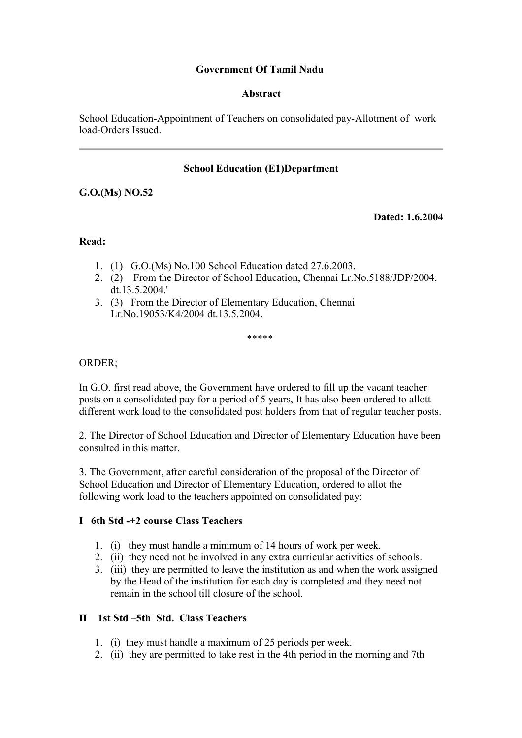**Government Of Tamil Nadu**

**Abstract**

School Education-Appointment of Teachers on consolidated pay-Allotment of work load-Orders Issued.

---

**School Education (E1)Department**

**G.O.(Ms) NO.52**

**Dated: 1.6.2004**

**Read:**

1. (1) G.O.(Ms) No.100 School Education dated 27.6.2003.
2. (2) From the Director of School Education, Chennai Lr.No.5188/JDP/2004, dt.13.5.2004.'
3. (3) From the Director of Elementary Education, Chennai Lr.No.19053/K4/2004 dt.13.5.2004.

*****

ORDER;

In G.O. first read above, the Government have ordered to fill up the vacant teacher posts on a consolidated pay for a period of 5 years, It has also been ordered to allott different work load to the consolidated post holders from that of regular teacher posts.

2. The Director of School Education and Director of Elementary Education have been consulted in this matter.

3. The Government, after careful consideration of the proposal of the Director of School Education and Director of Elementary Education, ordered to allot the following work load to the teachers appointed on consolidated pay:

**I 6th Std -+2 course Class Teachers**

1. (i) they must handle a minimum of 14 hours of work per week.
2. (ii) they need not be involved in any extra curricular activities of schools.
3. (iii) they are permitted to leave the institution as and when the work assigned by the Head of the institution for each day is completed and they need not remain in the school till closure of the school.

**II 1st Std –5th Std. Class Teachers**

1. (i) they must handle a maximum of 25 periods per week.
2. (ii) they are permitted to take rest in the 4th period in the morning and 7th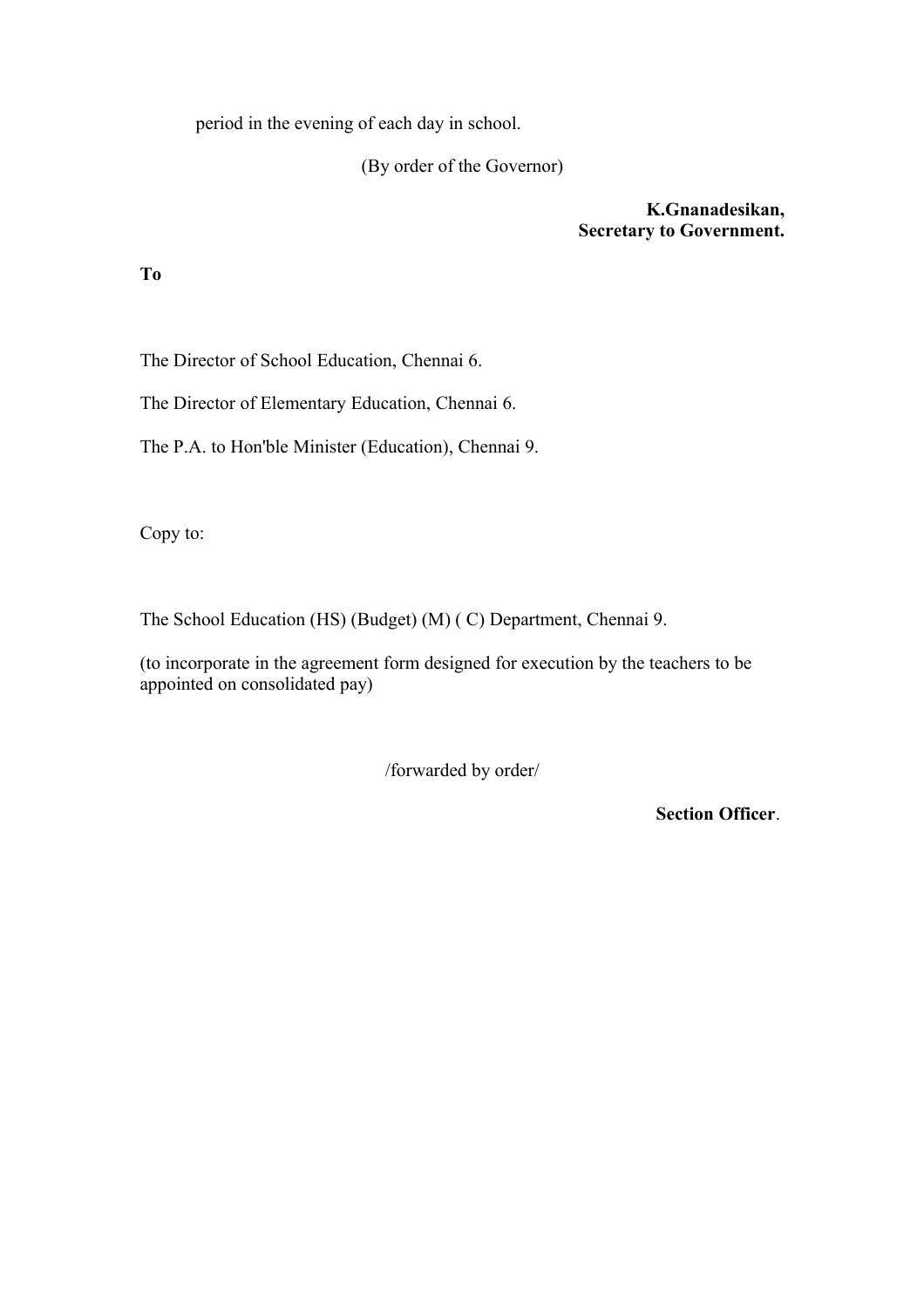period in the evening of each day in school.

(By order of the Governor)

**K.Gnanadesikan,**
**Secretary to Government.**

**To**

The Director of School Education, Chennai 6.

The Director of Elementary Education, Chennai 6.

The P.A. to Hon'ble Minister (Education), Chennai 9.

Copy to:

The School Education (HS) (Budget) (M) ( C) Department, Chennai 9.

(to incorporate in the agreement form designed for execution by the teachers to be appointed on consolidated pay)

/forwarded by order/

**Section Officer**.